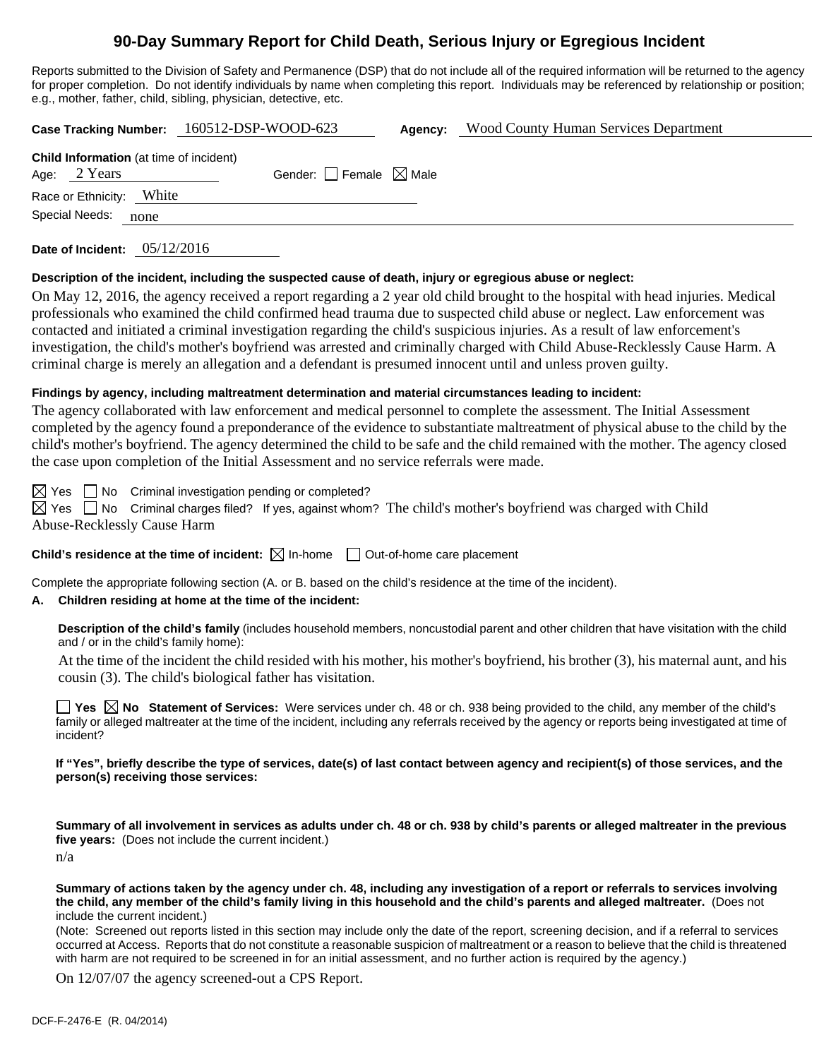# 90-Day Summary Report for Child Death, Serious Injury or Egregious Incident

Reports submitted to the Division of Safety and Permanence (DSP) that do not include all of the required information will be returned to the agency for proper completion. Do not identify individuals by name when completing this report. Individuals may be referenced by relationship or position; e.g., mother, father, child, sibling, physician, detective, etc.

**Case Tracking Number:** 160512-DSP-WOOD-623 **Agency:** Wood County Human Services Department

**Child Information** (at time of incident)
Age: 2 Years Gender: ☐ Female ☒ Male
Race or Ethnicity: White
Special Needs: none

**Date of Incident:** 05/12/2016

**Description of the incident, including the suspected cause of death, injury or egregious abuse or neglect:**

On May 12, 2016, the agency received a report regarding a 2 year old child brought to the hospital with head injuries. Medical professionals who examined the child confirmed head trauma due to suspected child abuse or neglect. Law enforcement was contacted and initiated a criminal investigation regarding the child's suspicious injuries. As a result of law enforcement's investigation, the child's mother's boyfriend was arrested and criminally charged with Child Abuse-Recklessly Cause Harm. A criminal charge is merely an allegation and a defendant is presumed innocent until and unless proven guilty.

**Findings by agency, including maltreatment determination and material circumstances leading to incident:**

The agency collaborated with law enforcement and medical personnel to complete the assessment. The Initial Assessment completed by the agency found a preponderance of the evidence to substantiate maltreatment of physical abuse to the child by the child's mother's boyfriend. The agency determined the child to be safe and the child remained with the mother. The agency closed the case upon completion of the Initial Assessment and no service referrals were made.

☒ Yes ☐ No Criminal investigation pending or completed?

☒ Yes ☐ No Criminal charges filed? If yes, against whom? The child's mother's boyfriend was charged with Child Abuse-Recklessly Cause Harm

**Child's residence at the time of incident:** ☒ In-home ☐ Out-of-home care placement

Complete the appropriate following section (A. or B. based on the child's residence at the time of the incident).

**A. Children residing at home at the time of the incident:**

**Description of the child's family** (includes household members, noncustodial parent and other children that have visitation with the child and / or in the child's family home):

At the time of the incident the child resided with his mother, his mother's boyfriend, his brother (3), his maternal aunt, and his cousin (3). The child's biological father has visitation.

☐ **Yes** ☒ **No Statement of Services:** Were services under ch. 48 or ch. 938 being provided to the child, any member of the child's family or alleged maltreater at the time of the incident, including any referrals received by the agency or reports being investigated at time of incident?

**If "Yes", briefly describe the type of services, date(s) of last contact between agency and recipient(s) of those services, and the person(s) receiving those services:**

**Summary of all involvement in services as adults under ch. 48 or ch. 938 by child's parents or alleged maltreater in the previous five years:** (Does not include the current incident.)

n/a

**Summary of actions taken by the agency under ch. 48, including any investigation of a report or referrals to services involving the child, any member of the child's family living in this household and the child's parents and alleged maltreater.** (Does not include the current incident.)

(Note: Screened out reports listed in this section may include only the date of the report, screening decision, and if a referral to services occurred at Access. Reports that do not constitute a reasonable suspicion of maltreatment or a reason to believe that the child is threatened with harm are not required to be screened in for an initial assessment, and no further action is required by the agency.)

On 12/07/07 the agency screened-out a CPS Report.

DCF-F-2476-E (R. 04/2014)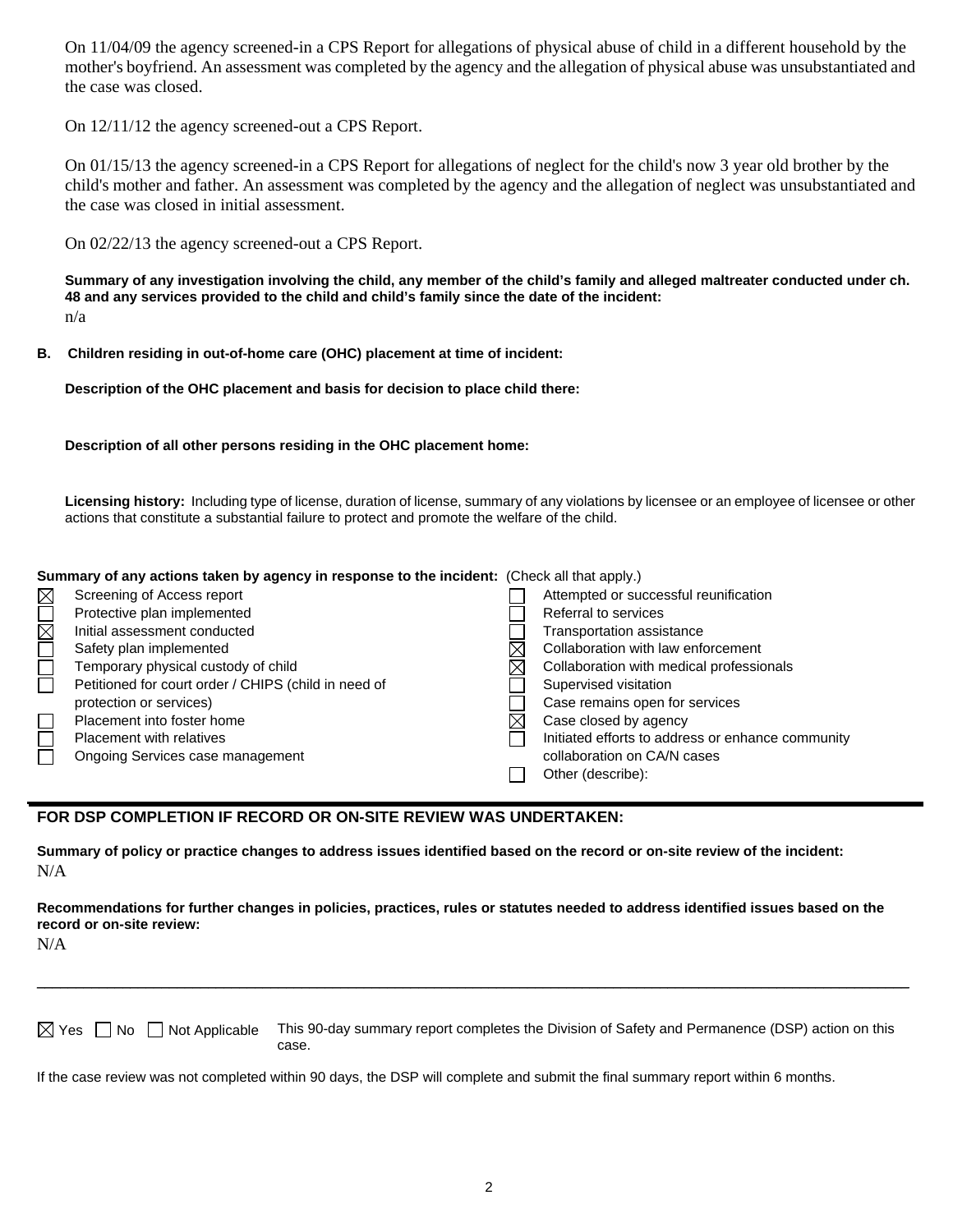On 11/04/09 the agency screened-in a CPS Report for allegations of physical abuse of child in a different household by the mother's boyfriend. An assessment was completed by the agency and the allegation of physical abuse was unsubstantiated and the case was closed.

On 12/11/12 the agency screened-out a CPS Report.

On 01/15/13 the agency screened-in a CPS Report for allegations of neglect for the child's now 3 year old brother by the child's mother and father. An assessment was completed by the agency and the allegation of neglect was unsubstantiated and the case was closed in initial assessment.

On 02/22/13 the agency screened-out a CPS Report.

**Summary of any investigation involving the child, any member of the child's family and alleged maltreater conducted under ch. 48 and any services provided to the child and child's family since the date of the incident:**

n/a

**B. Children residing in out-of-home care (OHC) placement at time of incident:**

**Description of the OHC placement and basis for decision to place child there:**

**Description of all other persons residing in the OHC placement home:**

**Licensing history:** Including type of license, duration of license, summary of any violations by licensee or an employee of licensee or other actions that constitute a substantial failure to protect and promote the welfare of the child.

**Summary of any actions taken by agency in response to the incident:** (Check all that apply.)

- ☒ Screening of Access report
- ☐ Protective plan implemented
- ☒ Initial assessment conducted
- ☐ Safety plan implemented
- ☐ Temporary physical custody of child
- ☐ Petitioned for court order / CHIPS (child in need of protection or services)
- ☐ Placement into foster home
- ☐ Placement with relatives
- ☐ Ongoing Services case management
- ☐ Attempted or successful reunification
- ☐ Referral to services
- ☐ Transportation assistance
- ☒ Collaboration with law enforcement
- ☒ Collaboration with medical professionals
- ☐ Supervised visitation
- ☐ Case remains open for services
- ☒ Case closed by agency
- ☐ Initiated efforts to address or enhance community collaboration on CA/N cases
- ☐ Other (describe):

## FOR DSP COMPLETION IF RECORD OR ON-SITE REVIEW WAS UNDERTAKEN:

**Summary of policy or practice changes to address issues identified based on the record or on-site review of the incident:**

N/A

**Recommendations for further changes in policies, practices, rules or statutes needed to address identified issues based on the record or on-site review:**

N/A

---

☒ Yes ☐ No ☐ Not Applicable This 90-day summary report completes the Division of Safety and Permanence (DSP) action on this case.

If the case review was not completed within 90 days, the DSP will complete and submit the final summary report within 6 months.